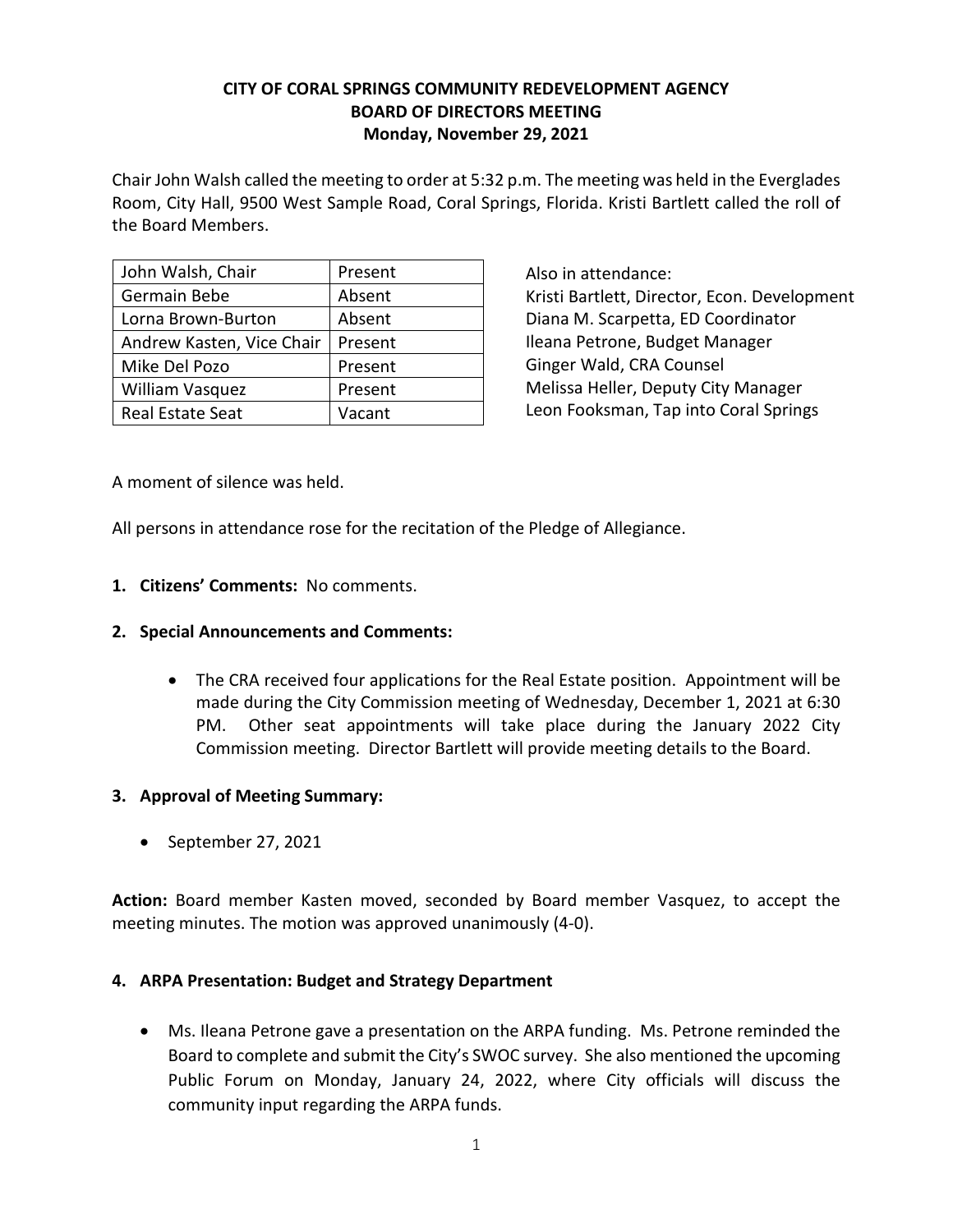**CITY OF CORAL SPRINGS COMMUNITY REDEVELOPMENT AGENCY**
**BOARD OF DIRECTORS MEETING**
**Monday, November 29, 2021**

Chair John Walsh called the meeting to order at 5:32 p.m. The meeting was held in the Everglades Room, City Hall, 9500 West Sample Road, Coral Springs, Florida. Kristi Bartlett called the roll of the Board Members.

| Name | Status |
|---|---|
| John Walsh, Chair | Present |
| Germain Bebe | Absent |
| Lorna Brown-Burton | Absent |
| Andrew Kasten, Vice Chair | Present |
| Mike Del Pozo | Present |
| William Vasquez | Present |
| Real Estate Seat | Vacant |

Also in attendance:
Kristi Bartlett, Director, Econ. Development
Diana M. Scarpetta, ED Coordinator
Ileana Petrone, Budget Manager
Ginger Wald, CRA Counsel
Melissa Heller, Deputy City Manager
Leon Fooksman, Tap into Coral Springs

A moment of silence was held.

All persons in attendance rose for the recitation of the Pledge of Allegiance.

1. **Citizens' Comments:** No comments.

2. **Special Announcements and Comments:**

    - The CRA received four applications for the Real Estate position. Appointment will be made during the City Commission meeting of Wednesday, December 1, 2021 at 6:30 PM. Other seat appointments will take place during the January 2022 City Commission meeting. Director Bartlett will provide meeting details to the Board.

3. **Approval of Meeting Summary:**

    - September 27, 2021

**Action:** Board member Kasten moved, seconded by Board member Vasquez, to accept the meeting minutes. The motion was approved unanimously (4-0).

4. **ARPA Presentation: Budget and Strategy Department**

    - Ms. Ileana Petrone gave a presentation on the ARPA funding. Ms. Petrone reminded the Board to complete and submit the City's SWOC survey. She also mentioned the upcoming Public Forum on Monday, January 24, 2022, where City officials will discuss the community input regarding the ARPA funds.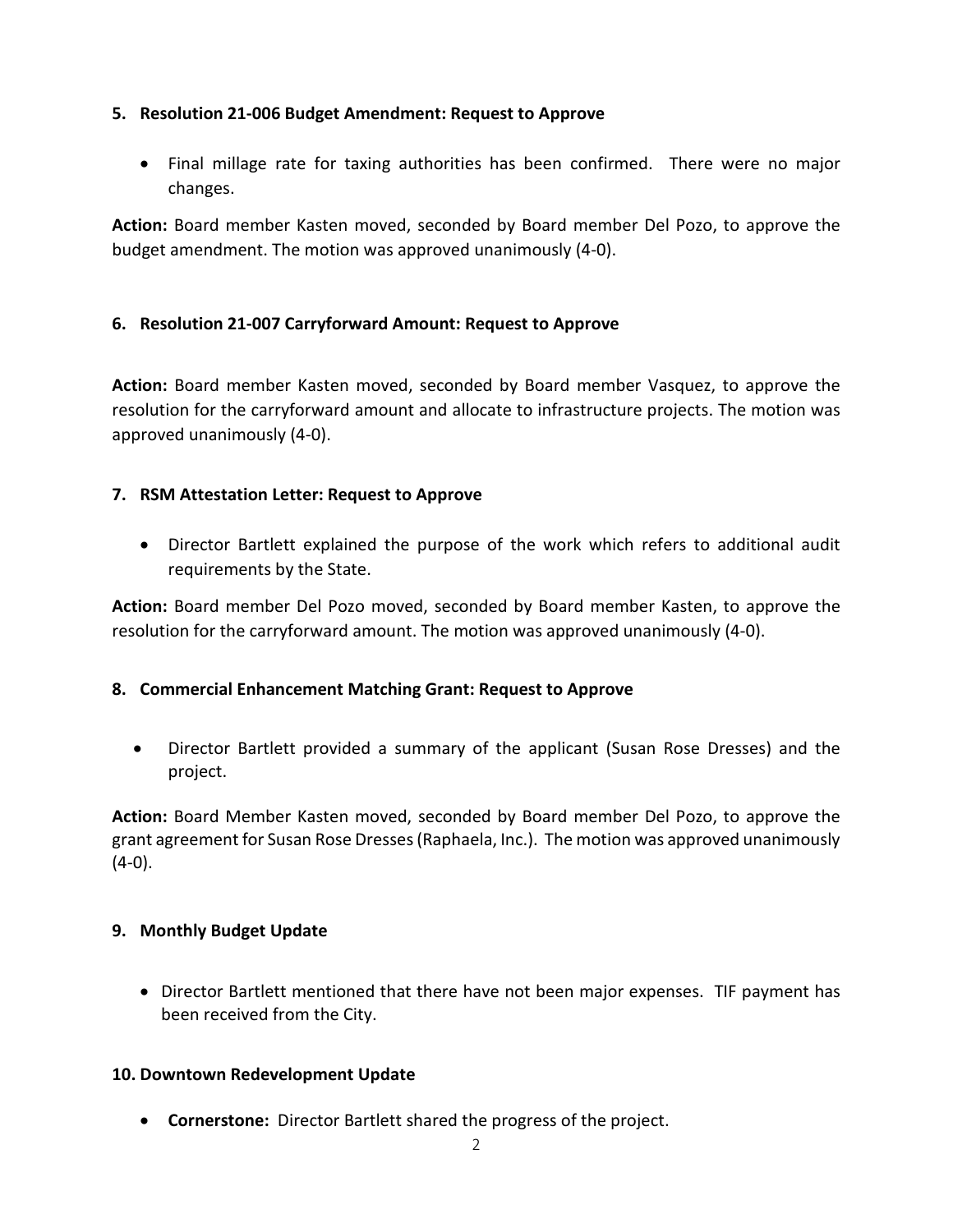**5. Resolution 21-006 Budget Amendment: Request to Approve**

- Final millage rate for taxing authorities has been confirmed. There were no major changes.

**Action:** Board member Kasten moved, seconded by Board member Del Pozo, to approve the budget amendment. The motion was approved unanimously (4-0).

**6. Resolution 21-007 Carryforward Amount: Request to Approve**

**Action:** Board member Kasten moved, seconded by Board member Vasquez, to approve the resolution for the carryforward amount and allocate to infrastructure projects. The motion was approved unanimously (4-0).

**7. RSM Attestation Letter: Request to Approve**

- Director Bartlett explained the purpose of the work which refers to additional audit requirements by the State.

**Action:** Board member Del Pozo moved, seconded by Board member Kasten, to approve the resolution for the carryforward amount. The motion was approved unanimously (4-0).

**8. Commercial Enhancement Matching Grant: Request to Approve**

- Director Bartlett provided a summary of the applicant (Susan Rose Dresses) and the project.

**Action:** Board Member Kasten moved, seconded by Board member Del Pozo, to approve the grant agreement for Susan Rose Dresses (Raphaela, Inc.). The motion was approved unanimously (4-0).

**9. Monthly Budget Update**

- Director Bartlett mentioned that there have not been major expenses. TIF payment has been received from the City.

**10. Downtown Redevelopment Update**

- **Cornerstone:** Director Bartlett shared the progress of the project.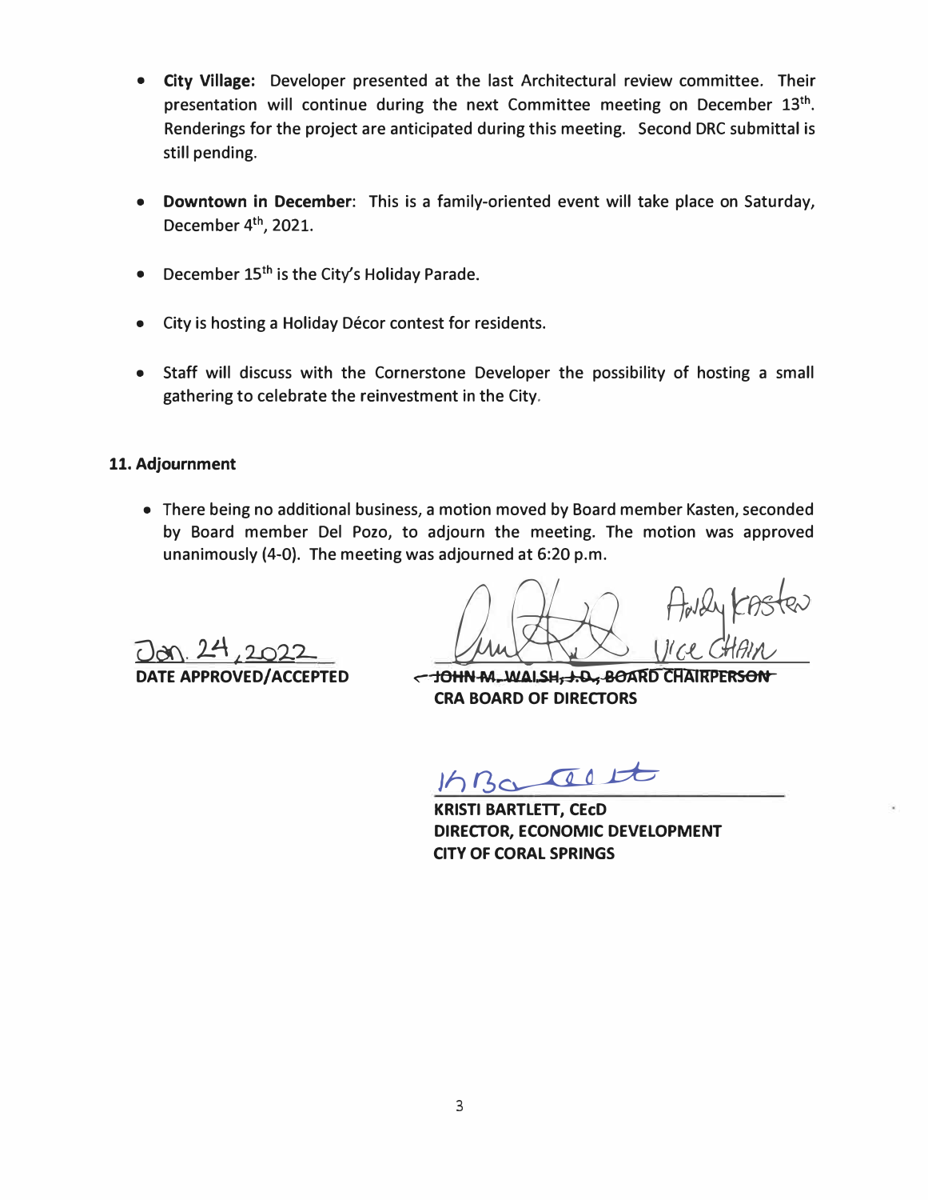- **City Village:** Developer presented at the last Architectural review committee. Their presentation will continue during the next Committee meeting on December 13th. Renderings for the project are anticipated during this meeting. Second DRC submittal is still pending.

- **Downtown in December**: This is a family-oriented event will take place on Saturday, December 4th, 2021.

- December 15th is the City's Holiday Parade.

- City is hosting a Holiday Décor contest for residents.

- Staff will discuss with the Cornerstone Developer the possibility of hosting a small gathering to celebrate the reinvestment in the City.

**11. Adjournment**

- There being no additional business, a motion moved by Board member Kasten, seconded by Board member Del Pozo, to adjourn the meeting. The motion was approved unanimously (4-0). The meeting was adjourned at 6:20 p.m.

Jan. 24, 2022
**DATE APPROVED/ACCEPTED**

Andy Kasten
Vice Chair
**~~JOHN M. WALSH, J.D., BOARD CHAIRPERSON~~**
**CRA BOARD OF DIRECTORS**

**KRISTI BARTLETT, CEcD**
**DIRECTOR, ECONOMIC DEVELOPMENT**
**CITY OF CORAL SPRINGS**